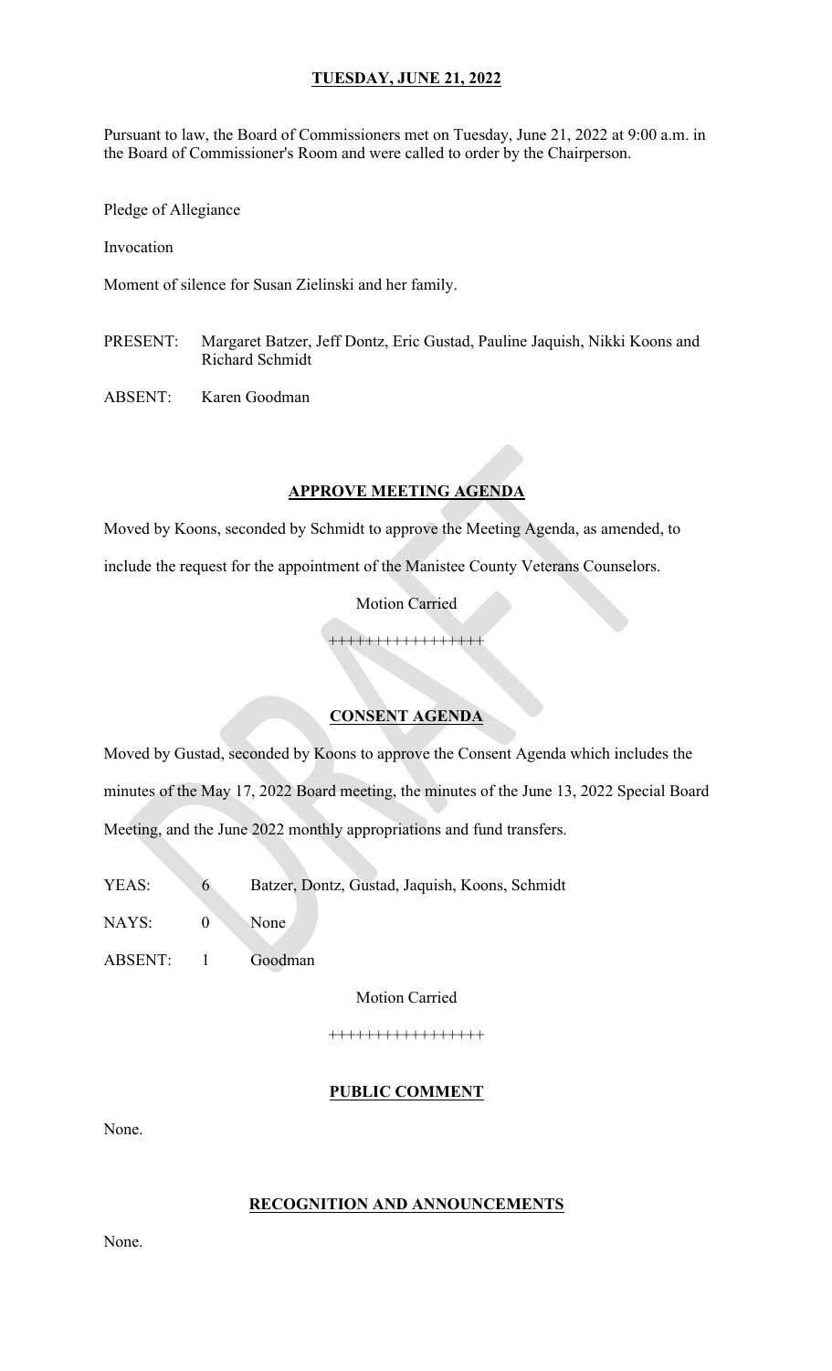# TUESDAY, JUNE 21, 2022

Pursuant to law, the Board of Commissioners met on Tuesday, June 21, 2022 at 9:00 a.m. in the Board of Commissioner's Room and were called to order by the Chairperson.

Pledge of Allegiance

Invocation

Moment of silence for Susan Zielinski and her family.

PRESENT: Margaret Batzer, Jeff Dontz, Eric Gustad, Pauline Jaquish, Nikki Koons and Richard Schmidt

ABSENT: Karen Goodman

## APPROVE MEETING AGENDA

Moved by Koons, seconded by Schmidt to approve the Meeting Agenda, as amended, to include the request for the appointment of the Manistee County Veterans Counselors.

Motion Carried

++++++++++++++++

## CONSENT AGENDA

Moved by Gustad, seconded by Koons to approve the Consent Agenda which includes the minutes of the May 17, 2022 Board meeting, the minutes of the June 13, 2022 Special Board Meeting, and the June 2022 monthly appropriations and fund transfers.

YEAS: 6 Batzer, Dontz, Gustad, Jaquish, Koons, Schmidt

NAYS: 0 None

ABSENT: 1 Goodman

Motion Carried

++++++++++++++++

## PUBLIC COMMENT

None.

## RECOGNITION AND ANNOUNCEMENTS

None.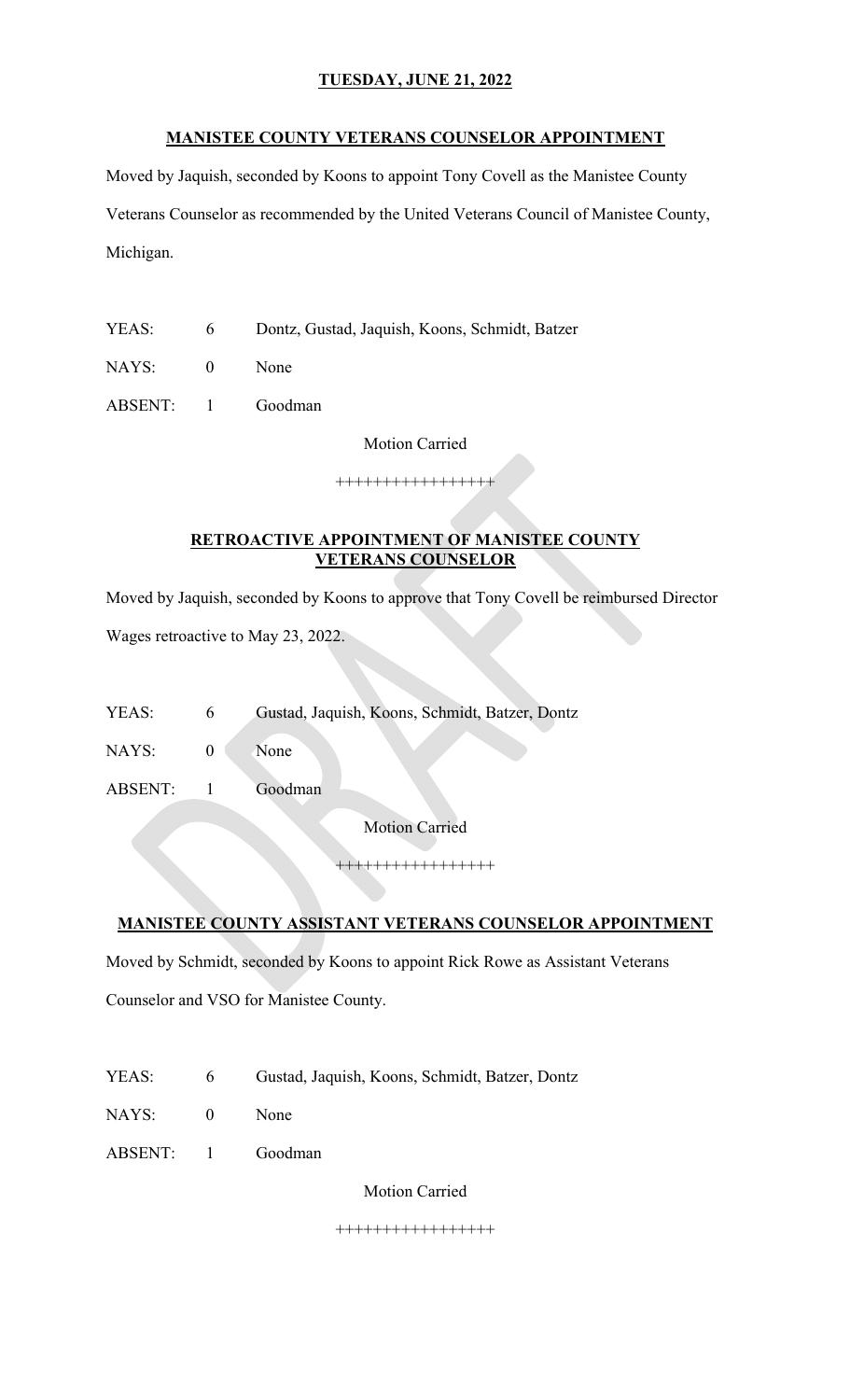**TUESDAY, JUNE 21, 2022**

**MANISTEE COUNTY VETERANS COUNSELOR APPOINTMENT**

Moved by Jaquish, seconded by Koons to appoint Tony Covell as the Manistee County Veterans Counselor as recommended by the United Veterans Council of Manistee County, Michigan.

| | | |
|---|---|---|
| YEAS: | 6 | Dontz, Gustad, Jaquish, Koons, Schmidt, Batzer |
| NAYS: | 0 | None |
| ABSENT: | 1 | Goodman |

Motion Carried

++++++++++++++++

**RETROACTIVE APPOINTMENT OF MANISTEE COUNTY VETERANS COUNSELOR**

Moved by Jaquish, seconded by Koons to approve that Tony Covell be reimbursed Director Wages retroactive to May 23, 2022.

| | | |
|---|---|---|
| YEAS: | 6 | Gustad, Jaquish, Koons, Schmidt, Batzer, Dontz |
| NAYS: | 0 | None |
| ABSENT: | 1 | Goodman |

Motion Carried

++++++++++++++++

**MANISTEE COUNTY ASSISTANT VETERANS COUNSELOR APPOINTMENT**

Moved by Schmidt, seconded by Koons to appoint Rick Rowe as Assistant Veterans Counselor and VSO for Manistee County.

| | | |
|---|---|---|
| YEAS: | 6 | Gustad, Jaquish, Koons, Schmidt, Batzer, Dontz |
| NAYS: | 0 | None |
| ABSENT: | 1 | Goodman |

Motion Carried

++++++++++++++++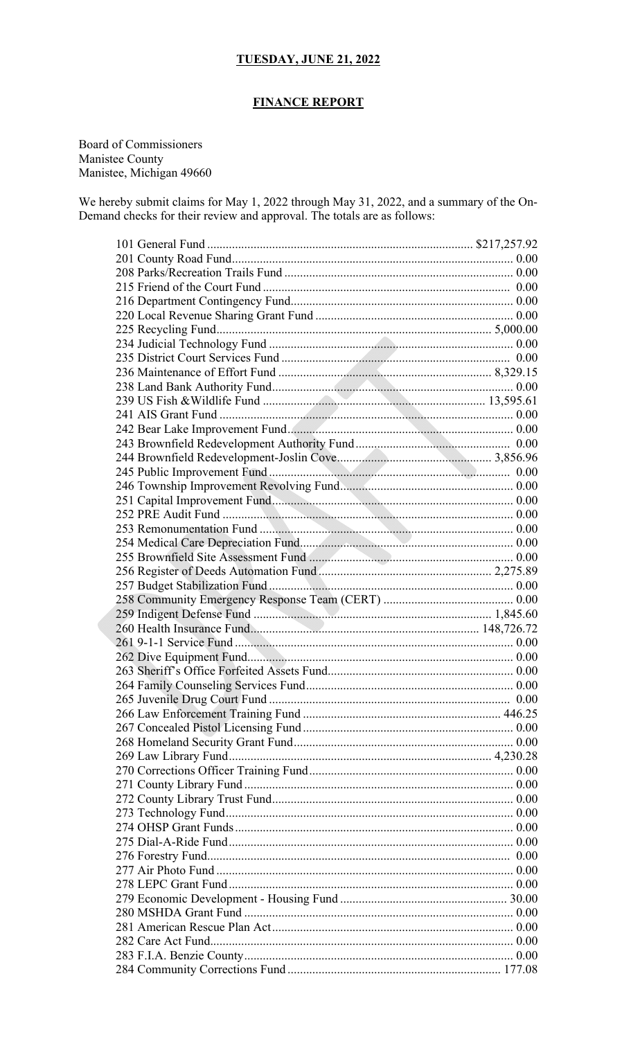**TUESDAY, JUNE 21, 2022**

**FINANCE REPORT**

Board of Commissioners
Manistee County
Manistee, Michigan 49660

We hereby submit claims for May 1, 2022 through May 31, 2022, and a summary of the On-Demand checks for their review and approval. The totals are as follows:

| Fund | Amount |
|---|---|
| 101 General Fund | $217,257.92 |
| 201 County Road Fund | 0.00 |
| 208 Parks/Recreation Trails Fund | 0.00 |
| 215 Friend of the Court Fund | 0.00 |
| 216 Department Contingency Fund | 0.00 |
| 220 Local Revenue Sharing Grant Fund | 0.00 |
| 225 Recycling Fund | 5,000.00 |
| 234 Judicial Technology Fund | 0.00 |
| 235 District Court Services Fund | 0.00 |
| 236 Maintenance of Effort Fund | 8,329.15 |
| 238 Land Bank Authority Fund | 0.00 |
| 239 US Fish &Wildlife Fund | 13,595.61 |
| 241 AIS Grant Fund | 0.00 |
| 242 Bear Lake Improvement Fund | 0.00 |
| 243 Brownfield Redevelopment Authority Fund | 0.00 |
| 244 Brownfield Redevelopment-Joslin Cove | 3,856.96 |
| 245 Public Improvement Fund | 0.00 |
| 246 Township Improvement Revolving Fund | 0.00 |
| 251 Capital Improvement Fund | 0.00 |
| 252 PRE Audit Fund | 0.00 |
| 253 Remonumentation Fund | 0.00 |
| 254 Medical Care Depreciation Fund | 0.00 |
| 255 Brownfield Site Assessment Fund | 0.00 |
| 256 Register of Deeds Automation Fund | 2,275.89 |
| 257 Budget Stabilization Fund | 0.00 |
| 258 Community Emergency Response Team (CERT) | 0.00 |
| 259 Indigent Defense Fund | 1,845.60 |
| 260 Health Insurance Fund | 148,726.72 |
| 261 9-1-1 Service Fund | 0.00 |
| 262 Dive Equipment Fund | 0.00 |
| 263 Sheriff's Office Forfeited Assets Fund | 0.00 |
| 264 Family Counseling Services Fund | 0.00 |
| 265 Juvenile Drug Court Fund | 0.00 |
| 266 Law Enforcement Training Fund | 446.25 |
| 267 Concealed Pistol Licensing Fund | 0.00 |
| 268 Homeland Security Grant Fund | 0.00 |
| 269 Law Library Fund | 4,230.28 |
| 270 Corrections Officer Training Fund | 0.00 |
| 271 County Library Fund | 0.00 |
| 272 County Library Trust Fund | 0.00 |
| 273 Technology Fund | 0.00 |
| 274 OHSP Grant Funds | 0.00 |
| 275 Dial-A-Ride Fund | 0.00 |
| 276 Forestry Fund | 0.00 |
| 277 Air Photo Fund | 0.00 |
| 278 LEPC Grant Fund | 0.00 |
| 279 Economic Development - Housing Fund | 30.00 |
| 280 MSHDA Grant Fund | 0.00 |
| 281 American Rescue Plan Act | 0.00 |
| 282 Care Act Fund | 0.00 |
| 283 F.I.A. Benzie County | 0.00 |
| 284 Community Corrections Fund | 177.08 |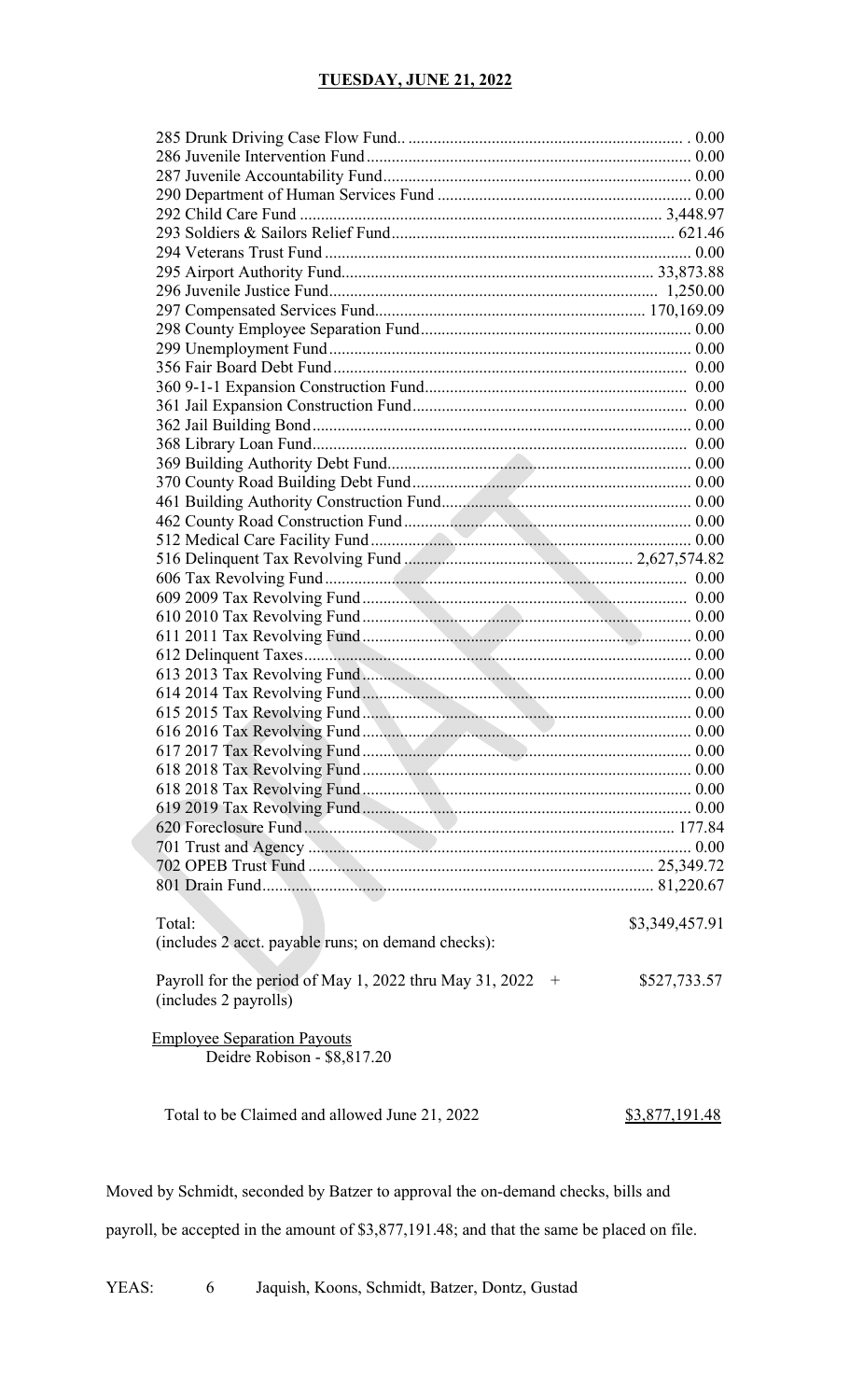| Fund | Amount |
|---|---|
| 285 Drunk Driving Case Flow Fund.. | 0.00 |
| 286 Juvenile Intervention Fund | 0.00 |
| 287 Juvenile Accountability Fund | 0.00 |
| 290 Department of Human Services Fund | 0.00 |
| 292 Child Care Fund | 3,448.97 |
| 293 Soldiers & Sailors Relief Fund | 621.46 |
| 294 Veterans Trust Fund | 0.00 |
| 295 Airport Authority Fund | 33,873.88 |
| 296 Juvenile Justice Fund | 1,250.00 |
| 297 Compensated Services Fund | 170,169.09 |
| 298 County Employee Separation Fund | 0.00 |
| 299 Unemployment Fund | 0.00 |
| 356 Fair Board Debt Fund | 0.00 |
| 360 9-1-1 Expansion Construction Fund | 0.00 |
| 361 Jail Expansion Construction Fund | 0.00 |
| 362 Jail Building Bond | 0.00 |
| 368 Library Loan Fund | 0.00 |
| 369 Building Authority Debt Fund | 0.00 |
| 370 County Road Building Debt Fund | 0.00 |
| 461 Building Authority Construction Fund | 0.00 |
| 462 County Road Construction Fund | 0.00 |
| 512 Medical Care Facility Fund | 0.00 |
| 516 Delinquent Tax Revolving Fund | 2,627,574.82 |
| 606 Tax Revolving Fund | 0.00 |
| 609 2009 Tax Revolving Fund | 0.00 |
| 610 2010 Tax Revolving Fund | 0.00 |
| 611 2011 Tax Revolving Fund | 0.00 |
| 612 Delinquent Taxes | 0.00 |
| 613 2013 Tax Revolving Fund | 0.00 |
| 614 2014 Tax Revolving Fund | 0.00 |
| 615 2015 Tax Revolving Fund | 0.00 |
| 616 2016 Tax Revolving Fund | 0.00 |
| 617 2017 Tax Revolving Fund | 0.00 |
| 618 2018 Tax Revolving Fund | 0.00 |
| 618 2018 Tax Revolving Fund | 0.00 |
| 619 2019 Tax Revolving Fund | 0.00 |
| 620 Foreclosure Fund | 177.84 |
| 701 Trust and Agency | 0.00 |
| 702 OPEB Trust Fund | 25,349.72 |
| 801 Drain Fund | 81,220.67 |

Total: $3,349,457.91
(includes 2 acct. payable runs; on demand checks):

Payroll for the period of May 1, 2022 thru May 31, 2022 + $527,733.57
(includes 2 payrolls)

Employee Separation Payouts
Deidre Robison - $8,817.20

Total to be Claimed and allowed June 21, 2022 $3,877,191.48

Moved by Schmidt, seconded by Batzer to approval the on-demand checks, bills and payroll, be accepted in the amount of $3,877,191.48; and that the same be placed on file.

YEAS: 6 Jaquish, Koons, Schmidt, Batzer, Dontz, Gustad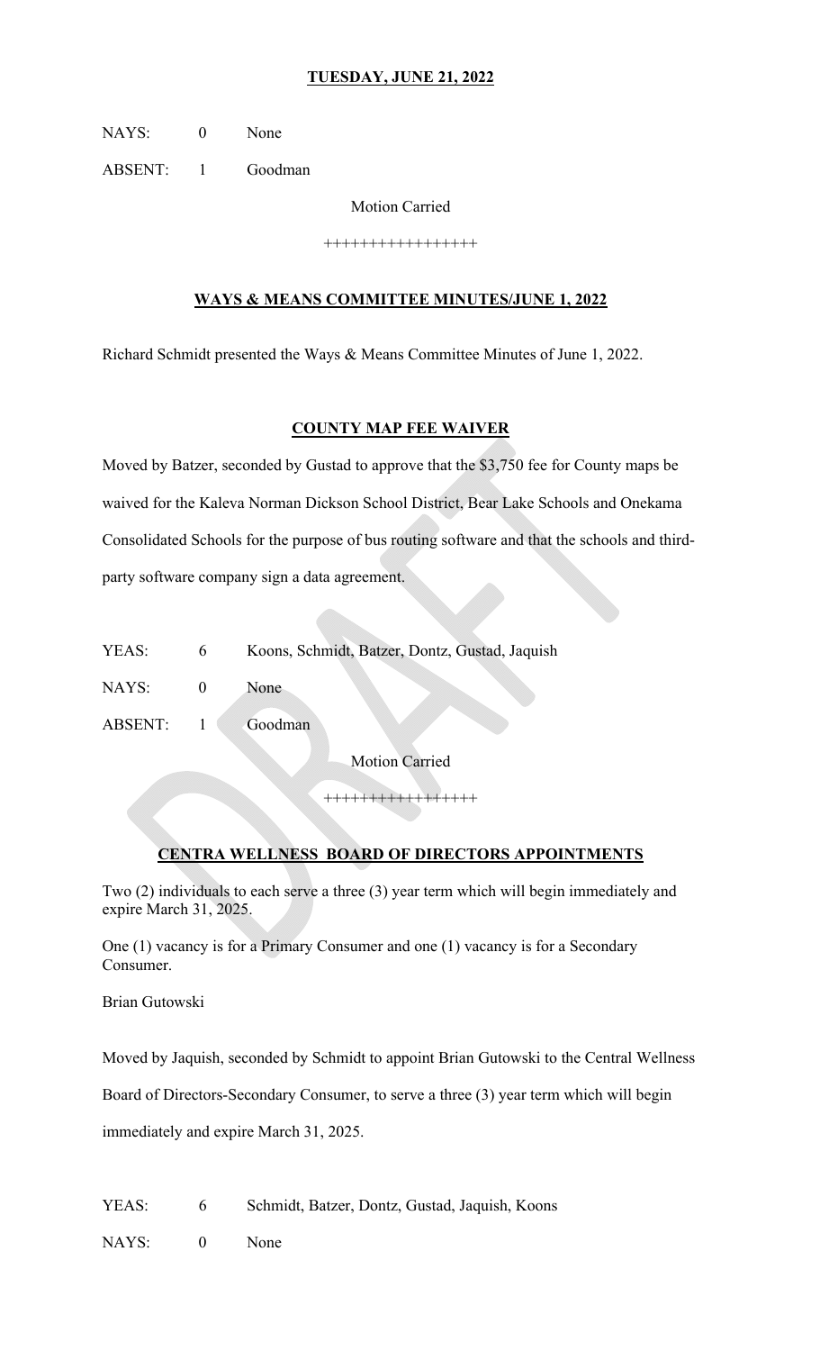NAYS: 0 None

ABSENT: 1 Goodman

Motion Carried

++++++++++++++++

**WAYS & MEANS COMMITTEE MINUTES/JUNE 1, 2022**

Richard Schmidt presented the Ways & Means Committee Minutes of June 1, 2022.

**COUNTY MAP FEE WAIVER**

Moved by Batzer, seconded by Gustad to approve that the $3,750 fee for County maps be waived for the Kaleva Norman Dickson School District, Bear Lake Schools and Onekama Consolidated Schools for the purpose of bus routing software and that the schools and third-party software company sign a data agreement.

YEAS: 6 Koons, Schmidt, Batzer, Dontz, Gustad, Jaquish

NAYS: 0 None

ABSENT: 1 Goodman

Motion Carried

++++++++++++++++

**CENTRA WELLNESS BOARD OF DIRECTORS APPOINTMENTS**

Two (2) individuals to each serve a three (3) year term which will begin immediately and expire March 31, 2025.

One (1) vacancy is for a Primary Consumer and one (1) vacancy is for a Secondary Consumer.

Brian Gutowski

Moved by Jaquish, seconded by Schmidt to appoint Brian Gutowski to the Central Wellness Board of Directors-Secondary Consumer, to serve a three (3) year term which will begin immediately and expire March 31, 2025.

YEAS: 6 Schmidt, Batzer, Dontz, Gustad, Jaquish, Koons

NAYS: 0 None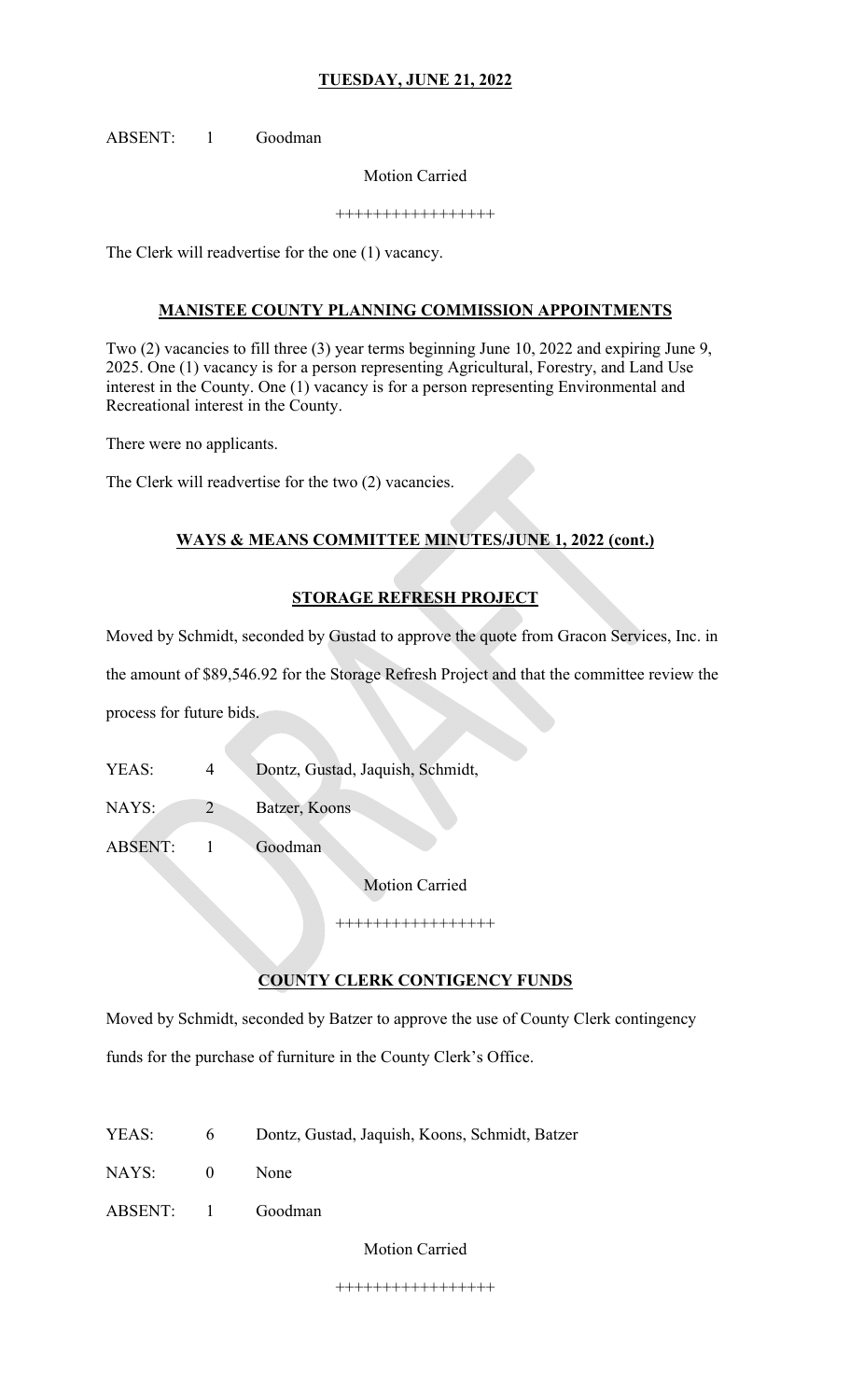**TUESDAY, JUNE 21, 2022**

ABSENT: 1 Goodman

Motion Carried

+++++++++++++++++

The Clerk will readvertise for the one (1) vacancy.

## MANISTEE COUNTY PLANNING COMMISSION APPOINTMENTS

Two (2) vacancies to fill three (3) year terms beginning June 10, 2022 and expiring June 9, 2025. One (1) vacancy is for a person representing Agricultural, Forestry, and Land Use interest in the County. One (1) vacancy is for a person representing Environmental and Recreational interest in the County.

There were no applicants.

The Clerk will readvertise for the two (2) vacancies.

## WAYS & MEANS COMMITTEE MINUTES/JUNE 1, 2022 (cont.)

### STORAGE REFRESH PROJECT

Moved by Schmidt, seconded by Gustad to approve the quote from Gracon Services, Inc. in the amount of $89,546.92 for the Storage Refresh Project and that the committee review the process for future bids.

YEAS: 4 Dontz, Gustad, Jaquish, Schmidt,

NAYS: 2 Batzer, Koons

ABSENT: 1 Goodman

Motion Carried

+++++++++++++++++

### COUNTY CLERK CONTIGENCY FUNDS

Moved by Schmidt, seconded by Batzer to approve the use of County Clerk contingency funds for the purchase of furniture in the County Clerk's Office.

YEAS: 6 Dontz, Gustad, Jaquish, Koons, Schmidt, Batzer

NAYS: 0 None

ABSENT: 1 Goodman

Motion Carried

+++++++++++++++++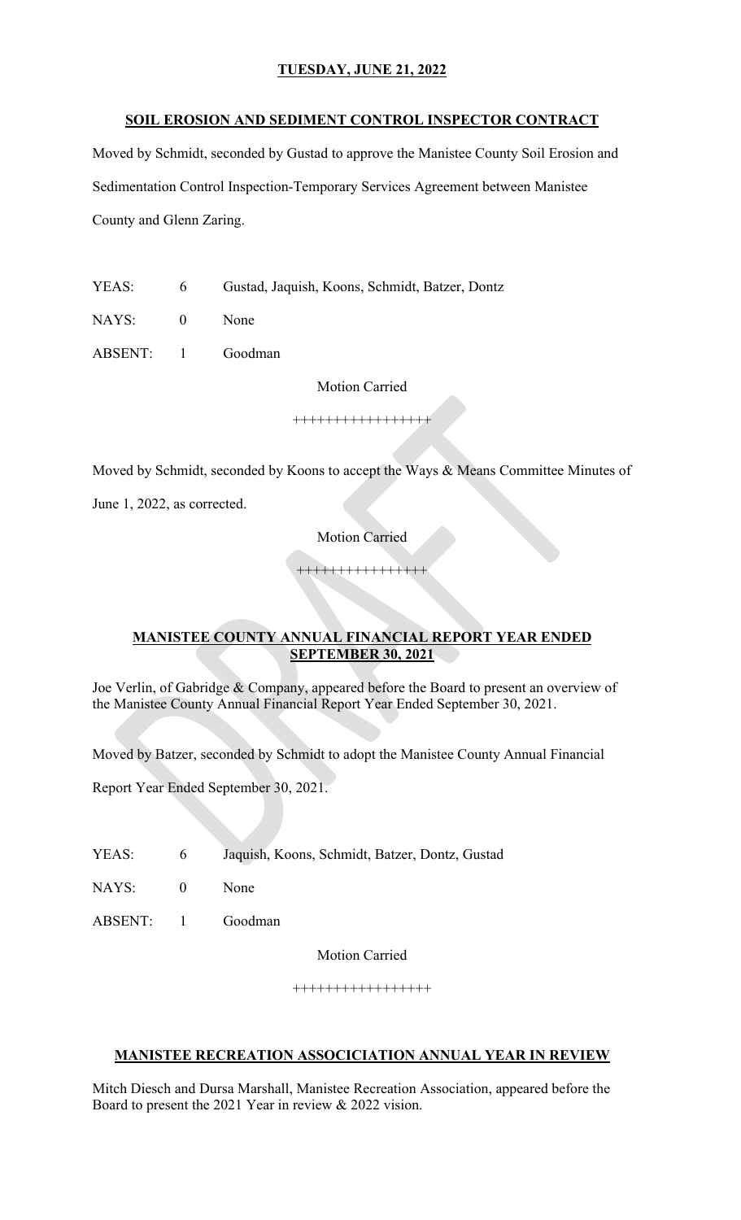**TUESDAY, JUNE 21, 2022**

**SOIL EROSION AND SEDIMENT CONTROL INSPECTOR CONTRACT**

Moved by Schmidt, seconded by Gustad to approve the Manistee County Soil Erosion and Sedimentation Control Inspection-Temporary Services Agreement between Manistee County and Glenn Zaring.

YEAS: 6 Gustad, Jaquish, Koons, Schmidt, Batzer, Dontz

NAYS: 0 None

ABSENT: 1 Goodman

Motion Carried

+++++++++++++++++

Moved by Schmidt, seconded by Koons to accept the Ways & Means Committee Minutes of June 1, 2022, as corrected.

Motion Carried

++++++++++++++++

**MANISTEE COUNTY ANNUAL FINANCIAL REPORT YEAR ENDED SEPTEMBER 30, 2021**

Joe Verlin, of Gabridge & Company, appeared before the Board to present an overview of the Manistee County Annual Financial Report Year Ended September 30, 2021.

Moved by Batzer, seconded by Schmidt to adopt the Manistee County Annual Financial Report Year Ended September 30, 2021.

YEAS: 6 Jaquish, Koons, Schmidt, Batzer, Dontz, Gustad

NAYS: 0 None

ABSENT: 1 Goodman

Motion Carried

+++++++++++++++++

**MANISTEE RECREATION ASSOCICIATION ANNUAL YEAR IN REVIEW**

Mitch Diesch and Dursa Marshall, Manistee Recreation Association, appeared before the Board to present the 2021 Year in review & 2022 vision.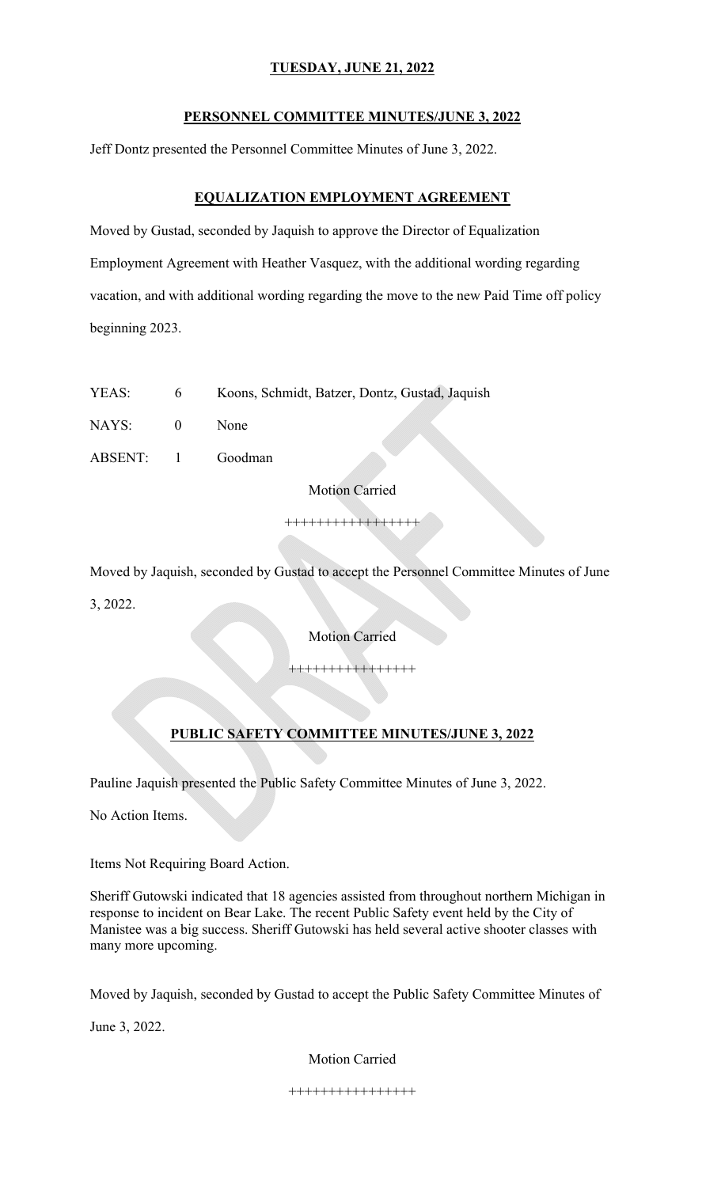**TUESDAY, JUNE 21, 2022**

**PERSONNEL COMMITTEE MINUTES/JUNE 3, 2022**

Jeff Dontz presented the Personnel Committee Minutes of June 3, 2022.

**EQUALIZATION EMPLOYMENT AGREEMENT**

Moved by Gustad, seconded by Jaquish to approve the Director of Equalization Employment Agreement with Heather Vasquez, with the additional wording regarding vacation, and with additional wording regarding the move to the new Paid Time off policy beginning 2023.

YEAS: 6 Koons, Schmidt, Batzer, Dontz, Gustad, Jaquish

NAYS: 0 None

ABSENT: 1 Goodman

Motion Carried

++++++++++++++++

Moved by Jaquish, seconded by Gustad to accept the Personnel Committee Minutes of June 3, 2022.

Motion Carried

++++++++++++++++

**PUBLIC SAFETY COMMITTEE MINUTES/JUNE 3, 2022**

Pauline Jaquish presented the Public Safety Committee Minutes of June 3, 2022.

No Action Items.

Items Not Requiring Board Action.

Sheriff Gutowski indicated that 18 agencies assisted from throughout northern Michigan in response to incident on Bear Lake. The recent Public Safety event held by the City of Manistee was a big success. Sheriff Gutowski has held several active shooter classes with many more upcoming.

Moved by Jaquish, seconded by Gustad to accept the Public Safety Committee Minutes of June 3, 2022.

Motion Carried

++++++++++++++++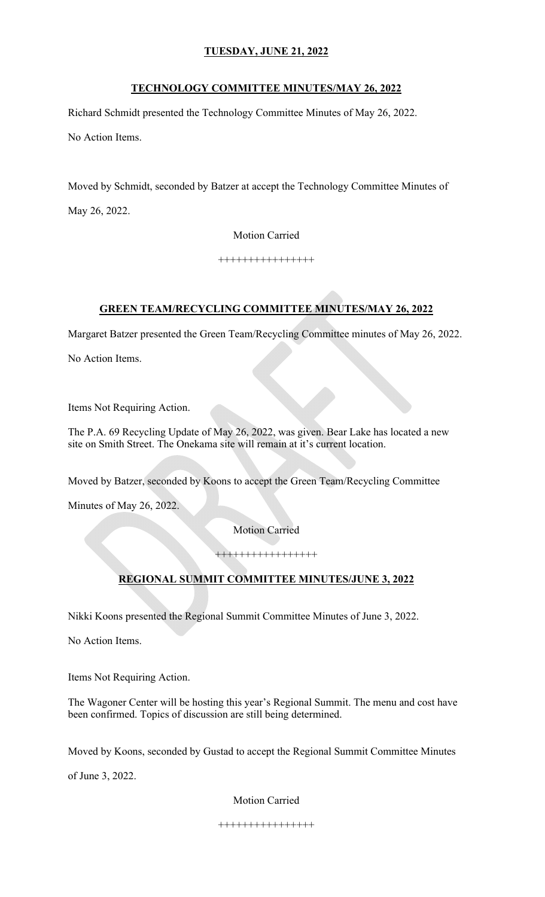**TUESDAY, JUNE 21, 2022**

## TECHNOLOGY COMMITTEE MINUTES/MAY 26, 2022

Richard Schmidt presented the Technology Committee Minutes of May 26, 2022.

No Action Items.

Moved by Schmidt, seconded by Batzer at accept the Technology Committee Minutes of May 26, 2022.

Motion Carried

++++++++++++++++

## GREEN TEAM/RECYCLING COMMITTEE MINUTES/MAY 26, 2022

Margaret Batzer presented the Green Team/Recycling Committee minutes of May 26, 2022.

No Action Items.

Items Not Requiring Action.

The P.A. 69 Recycling Update of May 26, 2022, was given. Bear Lake has located a new site on Smith Street. The Onekama site will remain at it's current location.

Moved by Batzer, seconded by Koons to accept the Green Team/Recycling Committee Minutes of May 26, 2022.

Motion Carried

+++++++++++++++++

## REGIONAL SUMMIT COMMITTEE MINUTES/JUNE 3, 2022

Nikki Koons presented the Regional Summit Committee Minutes of June 3, 2022.

No Action Items.

Items Not Requiring Action.

The Wagoner Center will be hosting this year's Regional Summit. The menu and cost have been confirmed. Topics of discussion are still being determined.

Moved by Koons, seconded by Gustad to accept the Regional Summit Committee Minutes of June 3, 2022.

Motion Carried

++++++++++++++++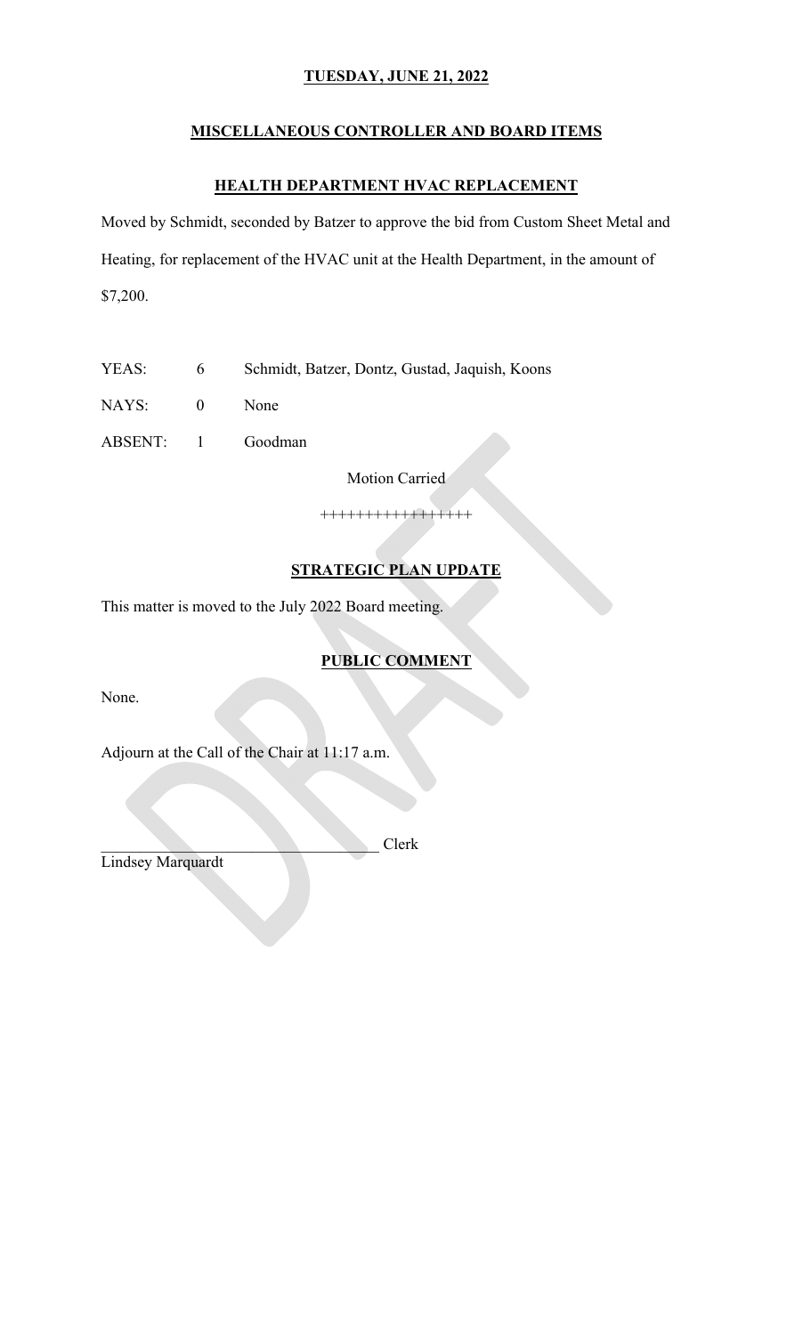**TUESDAY, JUNE 21, 2022**

## MISCELLANEOUS CONTROLLER AND BOARD ITEMS

### HEALTH DEPARTMENT HVAC REPLACEMENT

Moved by Schmidt, seconded by Batzer to approve the bid from Custom Sheet Metal and Heating, for replacement of the HVAC unit at the Health Department, in the amount of $7,200.

| | | |
|---|---|---|
| YEAS: | 6 | Schmidt, Batzer, Dontz, Gustad, Jaquish, Koons |
| NAYS: | 0 | None |
| ABSENT: | 1 | Goodman |

Motion Carried

++++++++++++++++

### STRATEGIC PLAN UPDATE

This matter is moved to the July 2022 Board meeting.

### PUBLIC COMMENT

None.

Adjourn at the Call of the Chair at 11:17 a.m.

___________________________________ Clerk
Lindsey Marquardt